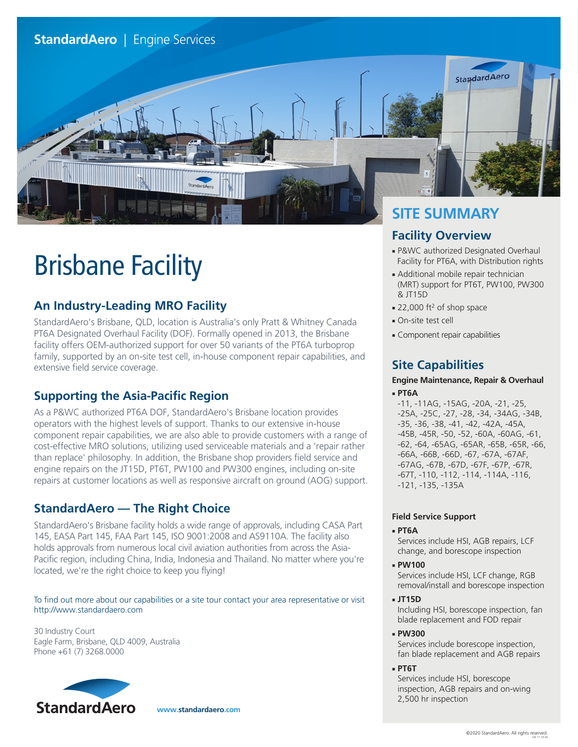StandardAero | Engine Services

# Brisbane Facility

## An Industry-Leading MRO Facility

StandardAero's Brisbane, QLD, location is Australia's only Pratt & Whitney Canada PT6A Designated Overhaul Facility (DOF). Formally opened in 2013, the Brisbane facility offers OEM-authorized support for over 50 variants of the PT6A turboprop family, supported by an on-site test cell, in-house component repair capabilities, and extensive field service coverage.

## Supporting the Asia-Pacific Region

As a P&WC authorized PT6A DOF, StandardAero's Brisbane location provides operators with the highest levels of support. Thanks to our extensive in-house component repair capabilities, we are also able to provide customers with a range of cost-effective MRO solutions, utilizing used serviceable materials and a 'repair rather than replace' philosophy. In addition, the Brisbane shop providers field service and engine repairs on the JT15D, PT6T, PW100 and PW300 engines, including on-site repairs at customer locations as well as responsive aircraft on ground (AOG) support.

## StandardAero — The Right Choice

StandardAero's Brisbane facility holds a wide range of approvals, including CASA Part 145, EASA Part 145, FAA Part 145, ISO 9001:2008 and AS9110A. The facility also holds approvals from numerous local civil aviation authorities from across the Asia-Pacific region, including China, India, Indonesia and Thailand. No matter where you're located, we're the right choice to keep you flying!

To find out more about our capabilities or a site tour contact your area representative or visit http://www.standardaero.com

30 Industry Court
Eagle Farm, Brisbane, QLD 4009, Australia
Phone +61 (7) 3268.0000

StandardAero

www.standardaero.com

# SITE SUMMARY

## Facility Overview

- P&WC authorized Designated Overhaul Facility for PT6A, with Distribution rights
- Additional mobile repair technician (MRT) support for PT6T, PW100, PW300 & JT15D
- 22,000 ft$^2$ of shop space
- On-site test cell
- Component repair capabilities

## Site Capabilities

**Engine Maintenance, Repair & Overhaul**

- **PT6A**
  -11, -11AG, -15AG, -20A, -21, -25, -25A, -25C, -27, -28, -34, -34AG, -34B, -35, -36, -38, -41, -42, -42A, -45A, -45B, -45R, -50, -52, -60A, -60AG, -61, -62, -64, -65AG, -65AR, -65B, -65R, -66, -66A, -66B, -66D, -67, -67A, -67AF, -67AG, -67B, -67D, -67F, -67P, -67R, -67T, -110, -112, -114, -114A, -116, -121, -135, -135A

**Field Service Support**

- **PT6A**
  Services include HSI, AGB repairs, LCF change, and borescope inspection
- **PW100**
  Services include HSI, LCF change, RGB removal/install and borescope inspection
- **JT15D**
  Including HSI, borescope inspection, fan blade replacement and FOD repair
- **PW300**
  Services include borescope inspection, fan blade replacement and AGB repairs
- **PT6T**
  Services include HSI, borescope inspection, AGB repairs and on-wing 2,500 hr inspection

©2020 StandardAero. All rights reserved.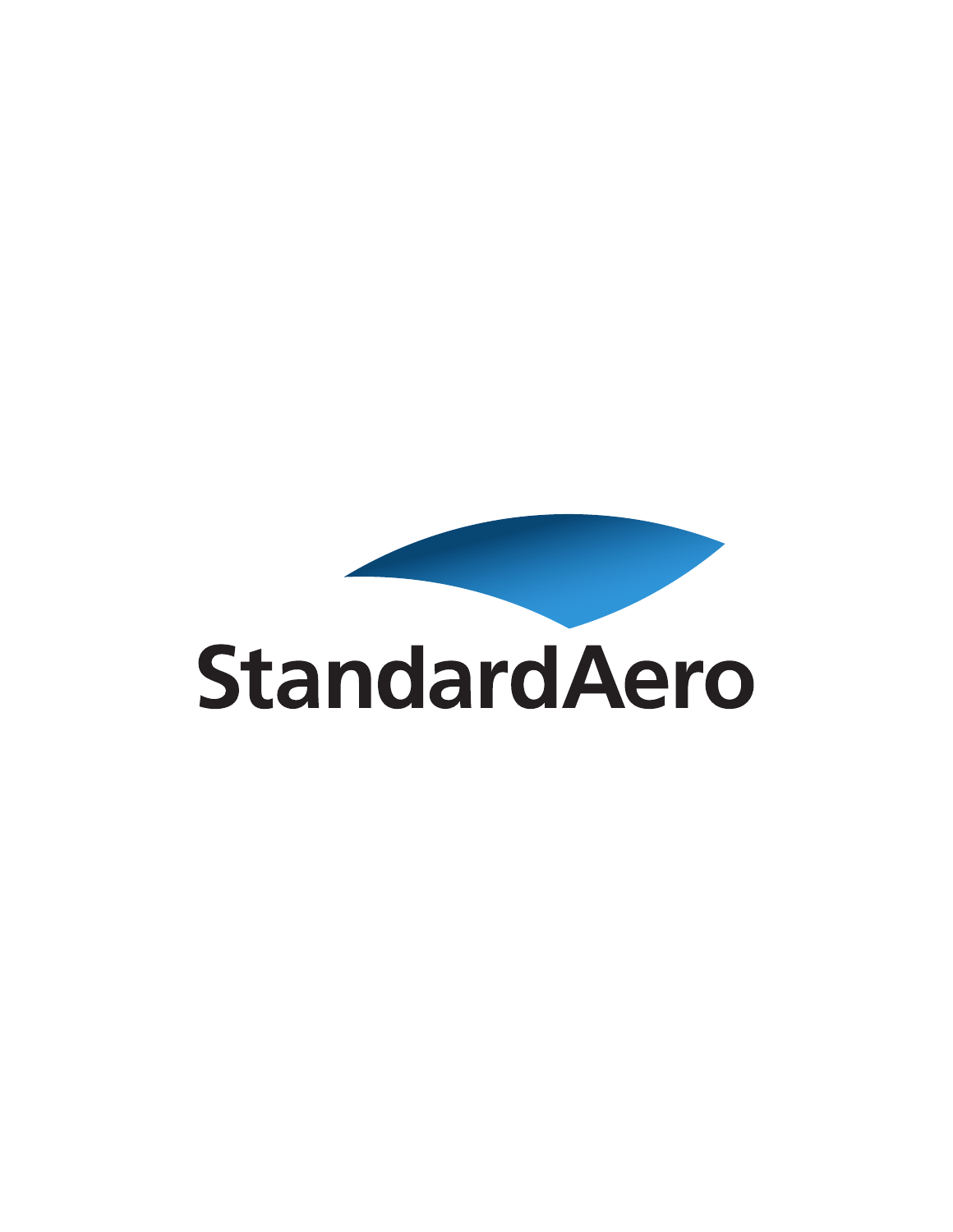StandardAero